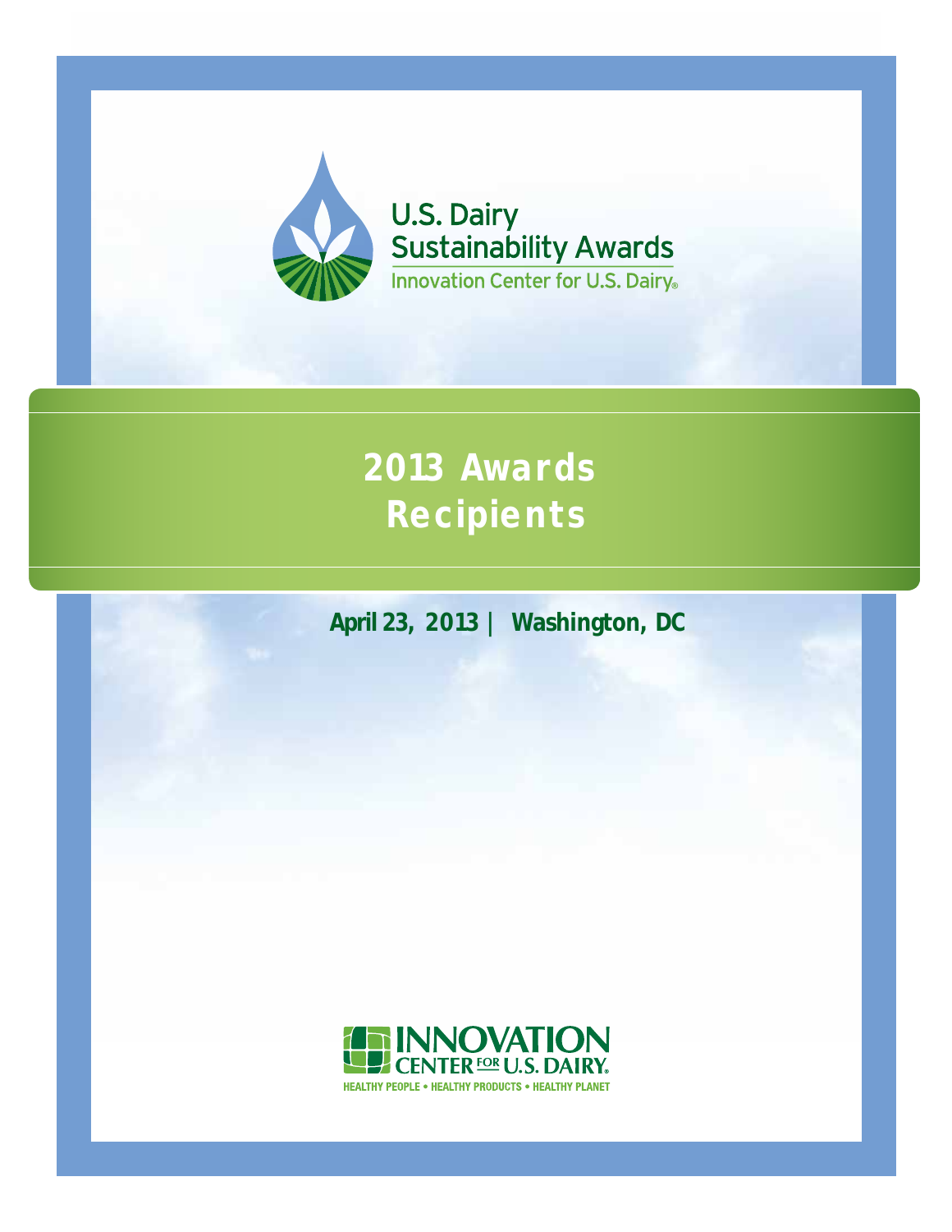U.S. Dairy Sustainability Awards

Innovation Center for U.S. Dairy®

# 2013 Awards Recipients

**April 23, 2013 | Washington, DC**

INNOVATION CENTER FOR U.S. DAIRY®

HEALTHY PEOPLE • HEALTHY PRODUCTS • HEALTHY PLANET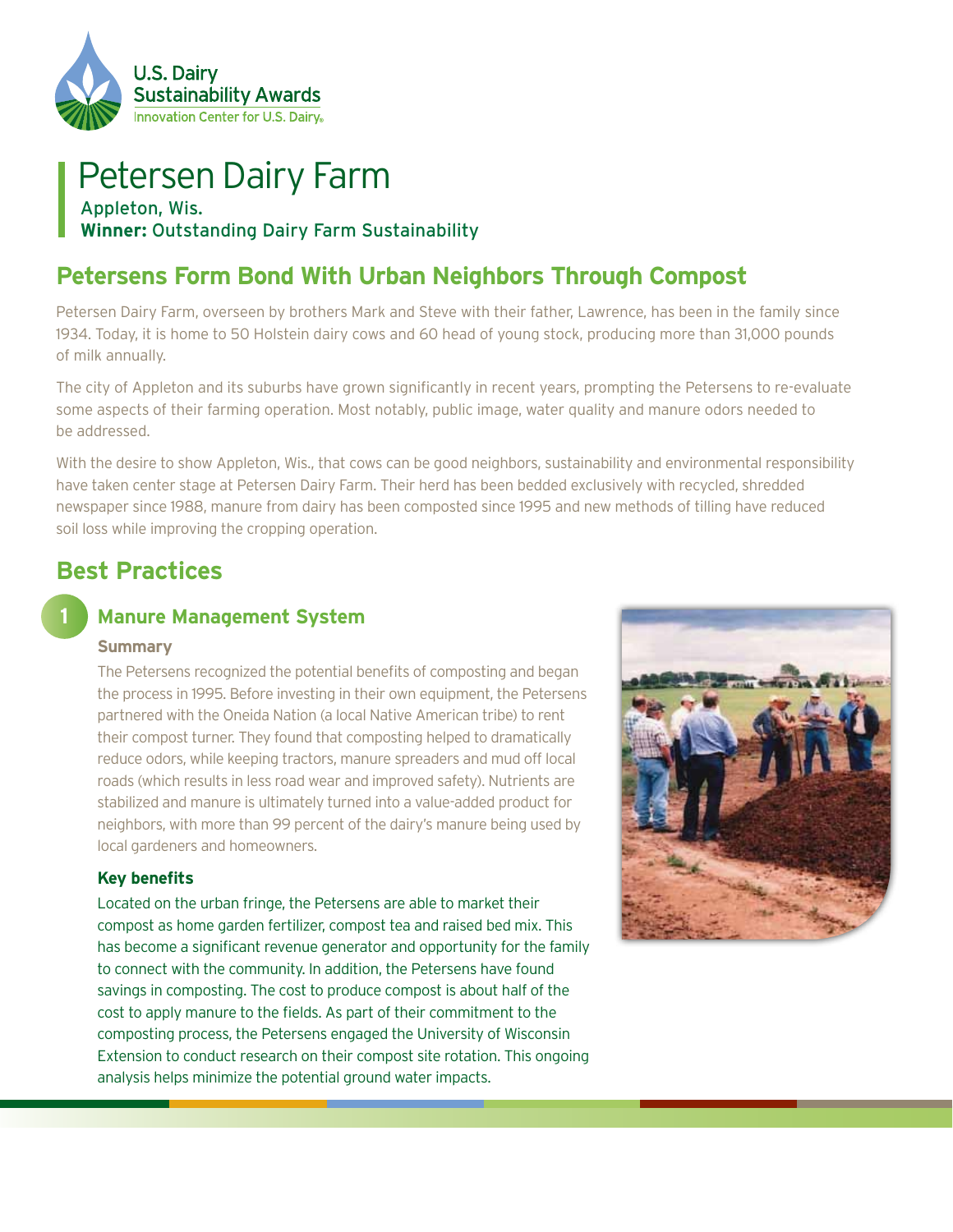# Petersen Dairy Farm

Appleton, Wis.
**Winner:** Outstanding Dairy Farm Sustainability

## Petersens Form Bond With Urban Neighbors Through Compost

Petersen Dairy Farm, overseen by brothers Mark and Steve with their father, Lawrence, has been in the family since 1934. Today, it is home to 50 Holstein dairy cows and 60 head of young stock, producing more than 31,000 pounds of milk annually.

The city of Appleton and its suburbs have grown significantly in recent years, prompting the Petersens to re-evaluate some aspects of their farming operation. Most notably, public image, water quality and manure odors needed to be addressed.

With the desire to show Appleton, Wis., that cows can be good neighbors, sustainability and environmental responsibility have taken center stage at Petersen Dairy Farm. Their herd has been bedded exclusively with recycled, shredded newspaper since 1988, manure from dairy has been composted since 1995 and new methods of tilling have reduced soil loss while improving the cropping operation.

## Best Practices

### 1 Manure Management System

**Summary**

The Petersens recognized the potential benefits of composting and began the process in 1995. Before investing in their own equipment, the Petersens partnered with the Oneida Nation (a local Native American tribe) to rent their compost turner. They found that composting helped to dramatically reduce odors, while keeping tractors, manure spreaders and mud off local roads (which results in less road wear and improved safety). Nutrients are stabilized and manure is ultimately turned into a value-added product for neighbors, with more than 99 percent of the dairy's manure being used by local gardeners and homeowners.

**Key benefits**

Located on the urban fringe, the Petersens are able to market their compost as home garden fertilizer, compost tea and raised bed mix. This has become a significant revenue generator and opportunity for the family to connect with the community. In addition, the Petersens have found savings in composting. The cost to produce compost is about half of the cost to apply manure to the fields. As part of their commitment to the composting process, the Petersens engaged the University of Wisconsin Extension to conduct research on their compost site rotation. This ongoing analysis helps minimize the potential ground water impacts.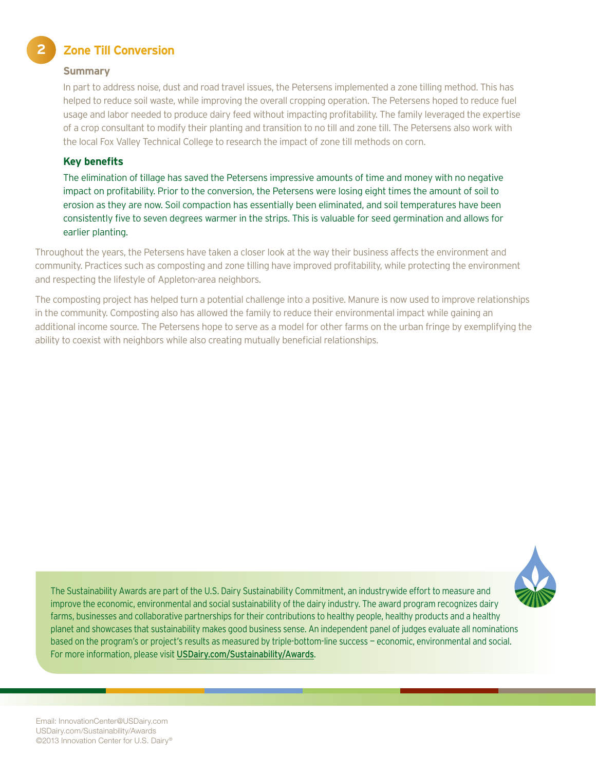## 2 Zone Till Conversion

### Summary

In part to address noise, dust and road travel issues, the Petersens implemented a zone tilling method. This has helped to reduce soil waste, while improving the overall cropping operation. The Petersens hoped to reduce fuel usage and labor needed to produce dairy feed without impacting profitability. The family leveraged the expertise of a crop consultant to modify their planting and transition to no till and zone till. The Petersens also work with the local Fox Valley Technical College to research the impact of zone till methods on corn.

### Key benefits

The elimination of tillage has saved the Petersens impressive amounts of time and money with no negative impact on profitability. Prior to the conversion, the Petersens were losing eight times the amount of soil to erosion as they are now. Soil compaction has essentially been eliminated, and soil temperatures have been consistently five to seven degrees warmer in the strips. This is valuable for seed germination and allows for earlier planting.

Throughout the years, the Petersens have taken a closer look at the way their business affects the environment and community. Practices such as composting and zone tilling have improved profitability, while protecting the environment and respecting the lifestyle of Appleton-area neighbors.

The composting project has helped turn a potential challenge into a positive. Manure is now used to improve relationships in the community. Composting also has allowed the family to reduce their environmental impact while gaining an additional income source. The Petersens hope to serve as a model for other farms on the urban fringe by exemplifying the ability to coexist with neighbors while also creating mutually beneficial relationships.

The Sustainability Awards are part of the U.S. Dairy Sustainability Commitment, an industrywide effort to measure and improve the economic, environmental and social sustainability of the dairy industry. The award program recognizes dairy farms, businesses and collaborative partnerships for their contributions to healthy people, healthy products and a healthy planet and showcases that sustainability makes good business sense. An independent panel of judges evaluate all nominations based on the program's or project's results as measured by triple-bottom-line success — economic, environmental and social. For more information, please visit USDairy.com/Sustainability/Awards.

Email: InnovationCenter@USDairy.com
USDairy.com/Sustainability/Awards
©2013 Innovation Center for U.S. Dairy®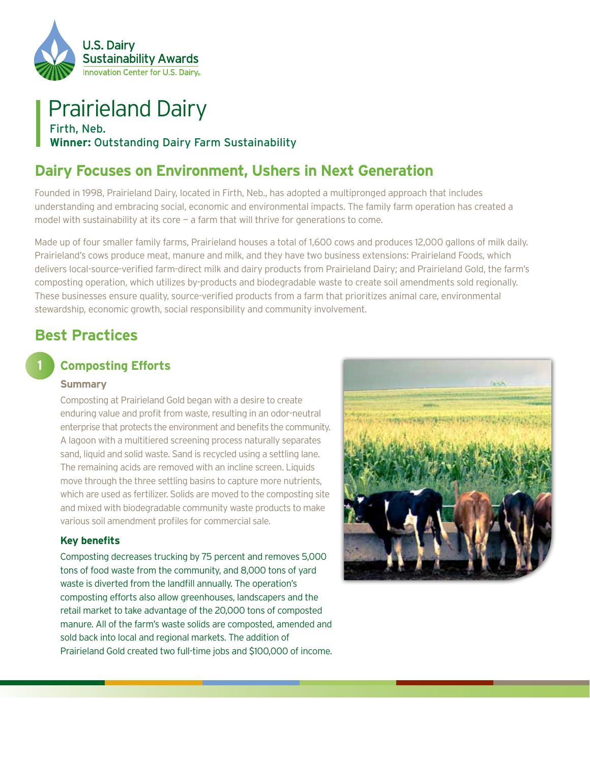U.S. Dairy Sustainability Awards
Innovation Center for U.S. Dairy®

# Prairieland Dairy

Firth, Neb.
**Winner:** Outstanding Dairy Farm Sustainability

## Dairy Focuses on Environment, Ushers in Next Generation

Founded in 1998, Prairieland Dairy, located in Firth, Neb., has adopted a multipronged approach that includes understanding and embracing social, economic and environmental impacts. The family farm operation has created a model with sustainability at its core — a farm that will thrive for generations to come.

Made up of four smaller family farms, Prairieland houses a total of 1,600 cows and produces 12,000 gallons of milk daily. Prairieland's cows produce meat, manure and milk, and they have two business extensions: Prairieland Foods, which delivers local-source-verified farm-direct milk and dairy products from Prairieland Dairy; and Prairieland Gold, the farm's composting operation, which utilizes by-products and biodegradable waste to create soil amendments sold regionally. These businesses ensure quality, source-verified products from a farm that prioritizes animal care, environmental stewardship, economic growth, social responsibility and community involvement.

## Best Practices

### 1 Composting Efforts

#### Summary

Composting at Prairieland Gold began with a desire to create enduring value and profit from waste, resulting in an odor-neutral enterprise that protects the environment and benefits the community. A lagoon with a multitiered screening process naturally separates sand, liquid and solid waste. Sand is recycled using a settling lane. The remaining acids are removed with an incline screen. Liquids move through the three settling basins to capture more nutrients, which are used as fertilizer. Solids are moved to the composting site and mixed with biodegradable community waste products to make various soil amendment profiles for commercial sale.

#### Key benefits

Composting decreases trucking by 75 percent and removes 5,000 tons of food waste from the community, and 8,000 tons of yard waste is diverted from the landfill annually. The operation's composting efforts also allow greenhouses, landscapers and the retail market to take advantage of the 20,000 tons of composted manure. All of the farm's waste solids are composted, amended and sold back into local and regional markets. The addition of Prairieland Gold created two full-time jobs and $100,000 of income.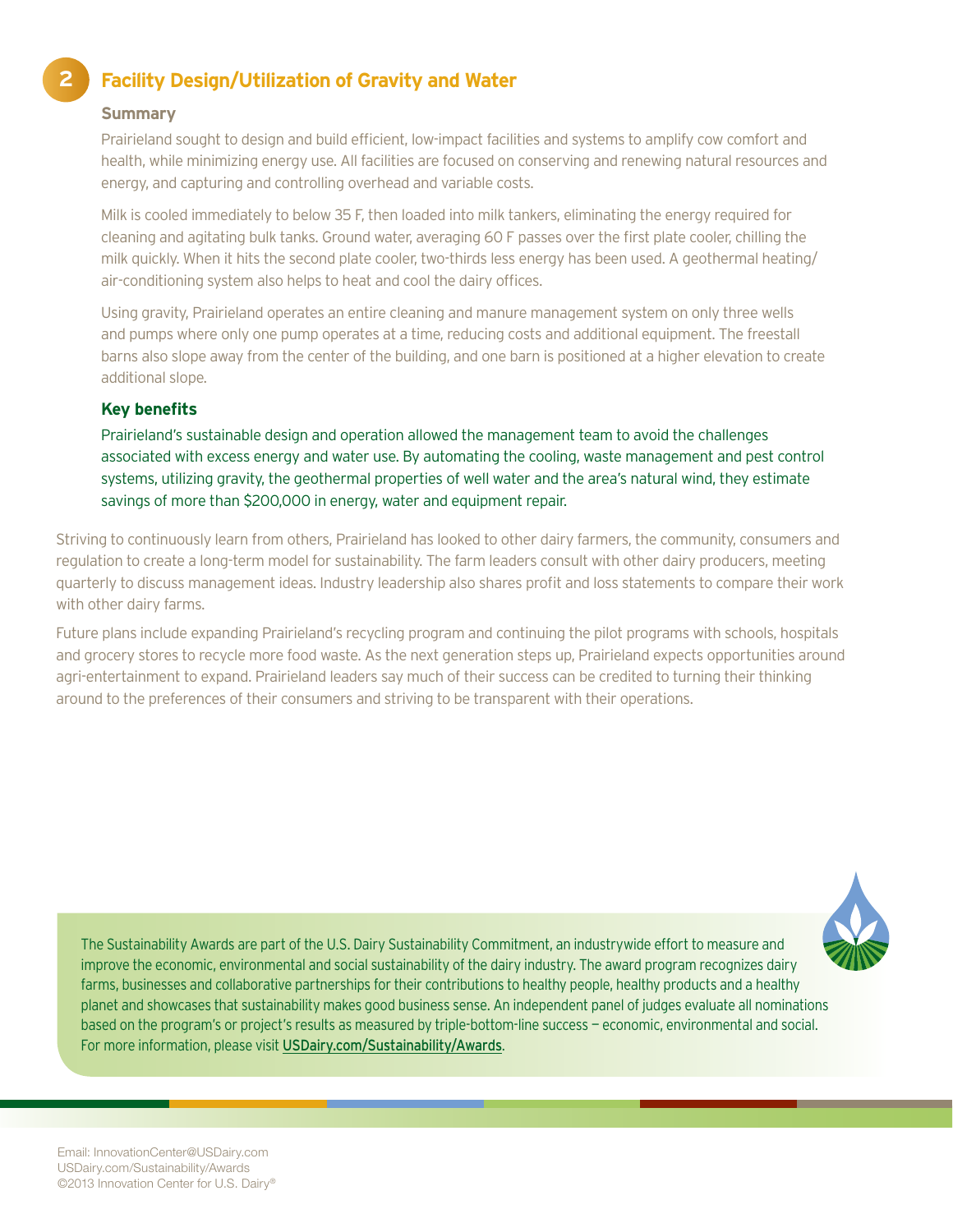## 2 Facility Design/Utilization of Gravity and Water

### Summary

Prairieland sought to design and build efficient, low-impact facilities and systems to amplify cow comfort and health, while minimizing energy use. All facilities are focused on conserving and renewing natural resources and energy, and capturing and controlling overhead and variable costs.

Milk is cooled immediately to below 35 F, then loaded into milk tankers, eliminating the energy required for cleaning and agitating bulk tanks. Ground water, averaging 60 F passes over the first plate cooler, chilling the milk quickly. When it hits the second plate cooler, two-thirds less energy has been used. A geothermal heating/air-conditioning system also helps to heat and cool the dairy offices.

Using gravity, Prairieland operates an entire cleaning and manure management system on only three wells and pumps where only one pump operates at a time, reducing costs and additional equipment. The freestall barns also slope away from the center of the building, and one barn is positioned at a higher elevation to create additional slope.

### Key benefits

Prairieland's sustainable design and operation allowed the management team to avoid the challenges associated with excess energy and water use. By automating the cooling, waste management and pest control systems, utilizing gravity, the geothermal properties of well water and the area's natural wind, they estimate savings of more than $200,000 in energy, water and equipment repair.

Striving to continuously learn from others, Prairieland has looked to other dairy farmers, the community, consumers and regulation to create a long-term model for sustainability. The farm leaders consult with other dairy producers, meeting quarterly to discuss management ideas. Industry leadership also shares profit and loss statements to compare their work with other dairy farms.

Future plans include expanding Prairieland's recycling program and continuing the pilot programs with schools, hospitals and grocery stores to recycle more food waste. As the next generation steps up, Prairieland expects opportunities around agri-entertainment to expand. Prairieland leaders say much of their success can be credited to turning their thinking around to the preferences of their consumers and striving to be transparent with their operations.

The Sustainability Awards are part of the U.S. Dairy Sustainability Commitment, an industrywide effort to measure and improve the economic, environmental and social sustainability of the dairy industry. The award program recognizes dairy farms, businesses and collaborative partnerships for their contributions to healthy people, healthy products and a healthy planet and showcases that sustainability makes good business sense. An independent panel of judges evaluate all nominations based on the program's or project's results as measured by triple-bottom-line success — economic, environmental and social. For more information, please visit USDairy.com/Sustainability/Awards.

Email: InnovationCenter@USDairy.com
USDairy.com/Sustainability/Awards
©2013 Innovation Center for U.S. Dairy®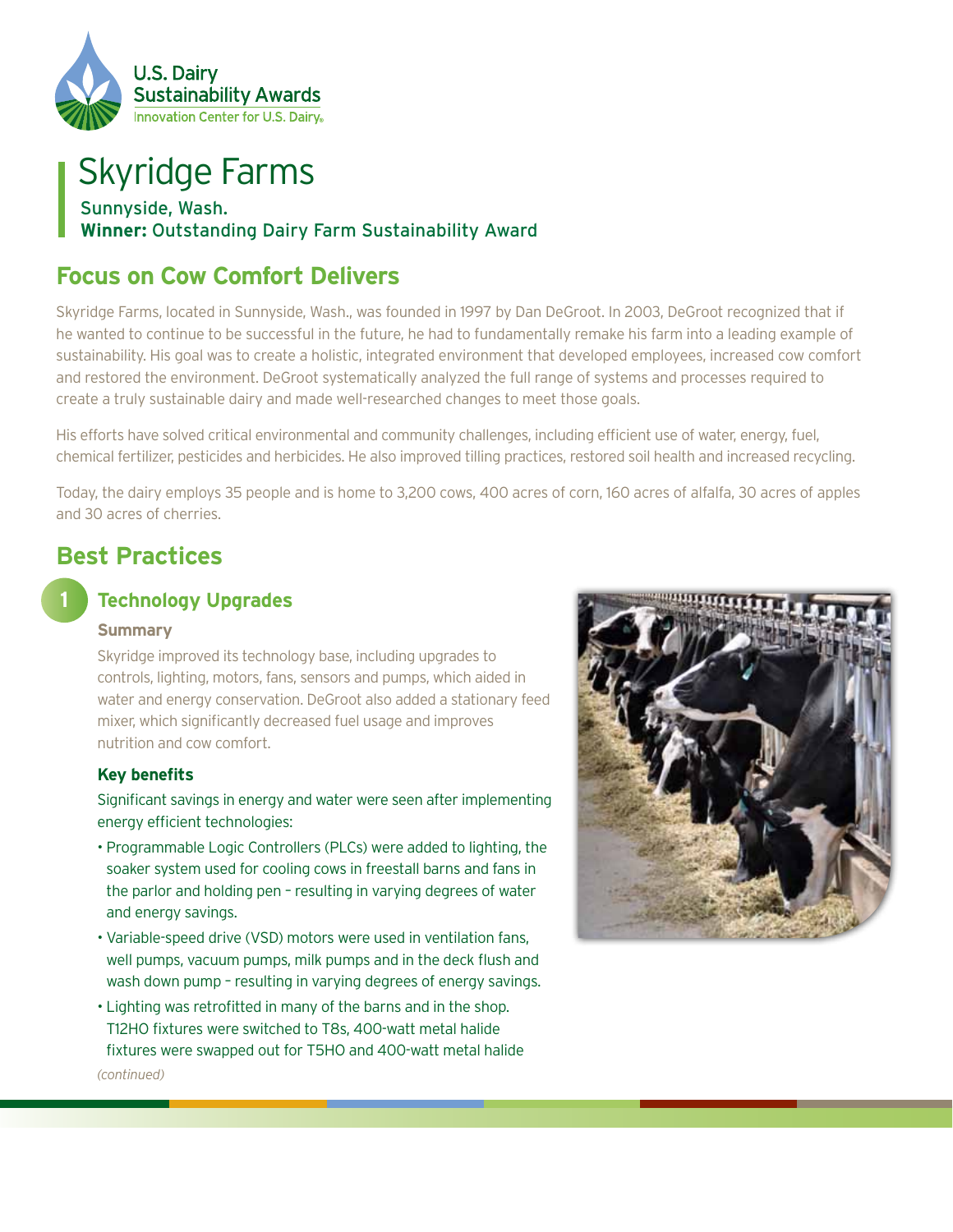U.S. Dairy Sustainability Awards
Innovation Center for U.S. Dairy®

# Skyridge Farms

Sunnyside, Wash.
**Winner:** Outstanding Dairy Farm Sustainability Award

## Focus on Cow Comfort Delivers

Skyridge Farms, located in Sunnyside, Wash., was founded in 1997 by Dan DeGroot. In 2003, DeGroot recognized that if he wanted to continue to be successful in the future, he had to fundamentally remake his farm into a leading example of sustainability. His goal was to create a holistic, integrated environment that developed employees, increased cow comfort and restored the environment. DeGroot systematically analyzed the full range of systems and processes required to create a truly sustainable dairy and made well-researched changes to meet those goals.

His efforts have solved critical environmental and community challenges, including efficient use of water, energy, fuel, chemical fertilizer, pesticides and herbicides. He also improved tilling practices, restored soil health and increased recycling.

Today, the dairy employs 35 people and is home to 3,200 cows, 400 acres of corn, 160 acres of alfalfa, 30 acres of apples and 30 acres of cherries.

## Best Practices

### 1 Technology Upgrades

#### Summary

Skyridge improved its technology base, including upgrades to controls, lighting, motors, fans, sensors and pumps, which aided in water and energy conservation. DeGroot also added a stationary feed mixer, which significantly decreased fuel usage and improves nutrition and cow comfort.

#### Key benefits

Significant savings in energy and water were seen after implementing energy efficient technologies:

- Programmable Logic Controllers (PLCs) were added to lighting, the soaker system used for cooling cows in freestall barns and fans in the parlor and holding pen – resulting in varying degrees of water and energy savings.
- Variable-speed drive (VSD) motors were used in ventilation fans, well pumps, vacuum pumps, milk pumps and in the deck flush and wash down pump – resulting in varying degrees of energy savings.
- Lighting was retrofitted in many of the barns and in the shop. T12HO fixtures were switched to T8s, 400-watt metal halide fixtures were swapped out for T5HO and 400-watt metal halide

*(continued)*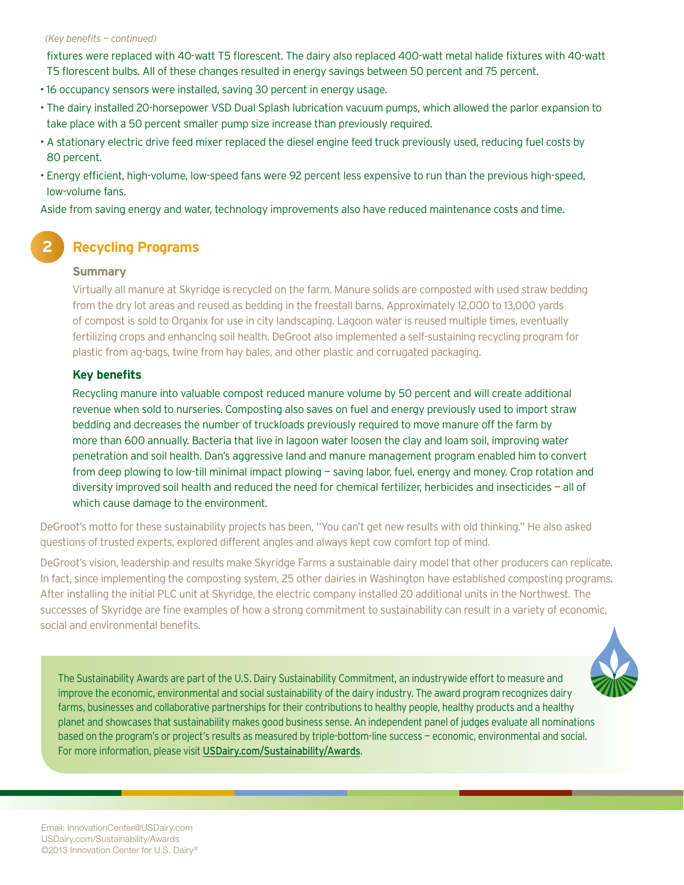*(Key benefits – continued)*

fixtures were replaced with 40-watt T5 florescent. The dairy also replaced 400-watt metal halide fixtures with 40-watt T5 florescent bulbs. All of these changes resulted in energy savings between 50 percent and 75 percent.

- 16 occupancy sensors were installed, saving 30 percent in energy usage.
- The dairy installed 20-horsepower VSD Dual Splash lubrication vacuum pumps, which allowed the parlor expansion to take place with a 50 percent smaller pump size increase than previously required.
- A stationary electric drive feed mixer replaced the diesel engine feed truck previously used, reducing fuel costs by 80 percent.
- Energy efficient, high-volume, low-speed fans were 92 percent less expensive to run than the previous high-speed, low-volume fans.

Aside from saving energy and water, technology improvements also have reduced maintenance costs and time.

## 2 Recycling Programs

### Summary

Virtually all manure at Skyridge is recycled on the farm. Manure solids are composted with used straw bedding from the dry lot areas and reused as bedding in the freestall barns. Approximately 12,000 to 13,000 yards of compost is sold to Organix for use in city landscaping. Lagoon water is reused multiple times, eventually fertilizing crops and enhancing soil health. DeGroot also implemented a self-sustaining recycling program for plastic from ag-bags, twine from hay bales, and other plastic and corrugated packaging.

### Key benefits

Recycling manure into valuable compost reduced manure volume by 50 percent and will create additional revenue when sold to nurseries. Composting also saves on fuel and energy previously used to import straw bedding and decreases the number of truckloads previously required to move manure off the farm by more than 600 annually. Bacteria that live in lagoon water loosen the clay and loam soil, improving water penetration and soil health. Dan's aggressive land and manure management program enabled him to convert from deep plowing to low-till minimal impact plowing – saving labor, fuel, energy and money. Crop rotation and diversity improved soil health and reduced the need for chemical fertilizer, herbicides and insecticides – all of which cause damage to the environment.

DeGroot's motto for these sustainability projects has been, "You can't get new results with old thinking." He also asked questions of trusted experts, explored different angles and always kept cow comfort top of mind.

DeGroot's vision, leadership and results make Skyridge Farms a sustainable dairy model that other producers can replicate. In fact, since implementing the composting system, 25 other dairies in Washington have established composting programs. After installing the initial PLC unit at Skyridge, the electric company installed 20 additional units in the Northwest. The successes of Skyridge are fine examples of how a strong commitment to sustainability can result in a variety of economic, social and environmental benefits.

The Sustainability Awards are part of the U.S. Dairy Sustainability Commitment, an industrywide effort to measure and improve the economic, environmental and social sustainability of the dairy industry. The award program recognizes dairy farms, businesses and collaborative partnerships for their contributions to healthy people, healthy products and a healthy planet and showcases that sustainability makes good business sense. An independent panel of judges evaluate all nominations based on the program's or project's results as measured by triple-bottom-line success – economic, environmental and social. For more information, please visit USDairy.com/Sustainability/Awards.

Email: InnovationCenter@USDairy.com
USDairy.com/Sustainability/Awards
©2013 Innovation Center for U.S. Dairy®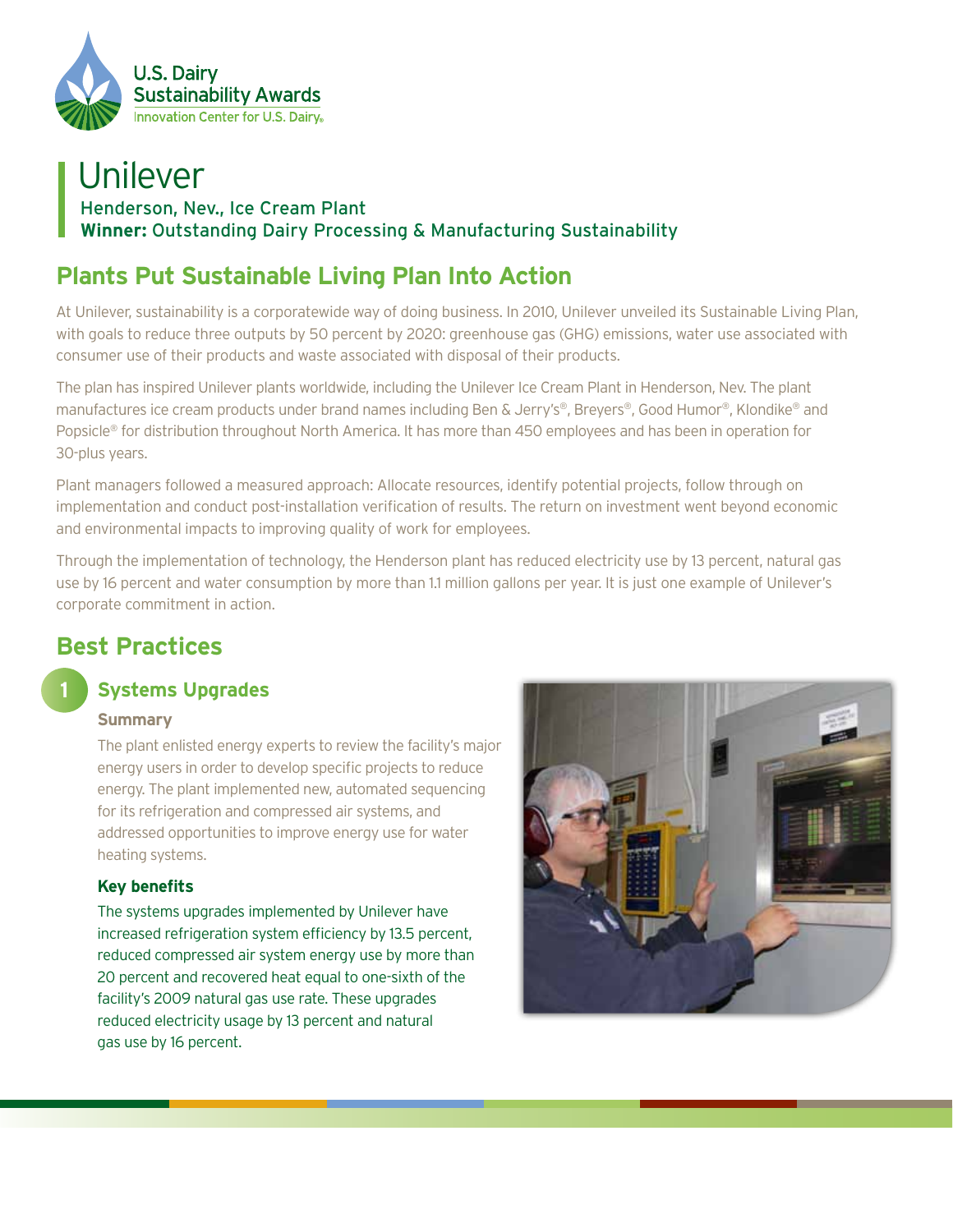U.S. Dairy Sustainability Awards
Innovation Center for U.S. Dairy®

# Unilever

Henderson, Nev., Ice Cream Plant
**Winner:** Outstanding Dairy Processing & Manufacturing Sustainability

## Plants Put Sustainable Living Plan Into Action

At Unilever, sustainability is a corporatewide way of doing business. In 2010, Unilever unveiled its Sustainable Living Plan, with goals to reduce three outputs by 50 percent by 2020: greenhouse gas (GHG) emissions, water use associated with consumer use of their products and waste associated with disposal of their products.

The plan has inspired Unilever plants worldwide, including the Unilever Ice Cream Plant in Henderson, Nev. The plant manufactures ice cream products under brand names including Ben & Jerry's®, Breyers®, Good Humor®, Klondike® and Popsicle® for distribution throughout North America. It has more than 450 employees and has been in operation for 30-plus years.

Plant managers followed a measured approach: Allocate resources, identify potential projects, follow through on implementation and conduct post-installation verification of results. The return on investment went beyond economic and environmental impacts to improving quality of work for employees.

Through the implementation of technology, the Henderson plant has reduced electricity use by 13 percent, natural gas use by 16 percent and water consumption by more than 1.1 million gallons per year. It is just one example of Unilever's corporate commitment in action.

## Best Practices

### 1 Systems Upgrades

#### Summary

The plant enlisted energy experts to review the facility's major energy users in order to develop specific projects to reduce energy. The plant implemented new, automated sequencing for its refrigeration and compressed air systems, and addressed opportunities to improve energy use for water heating systems.

#### Key benefits

The systems upgrades implemented by Unilever have increased refrigeration system efficiency by 13.5 percent, reduced compressed air system energy use by more than 20 percent and recovered heat equal to one-sixth of the facility's 2009 natural gas use rate. These upgrades reduced electricity usage by 13 percent and natural gas use by 16 percent.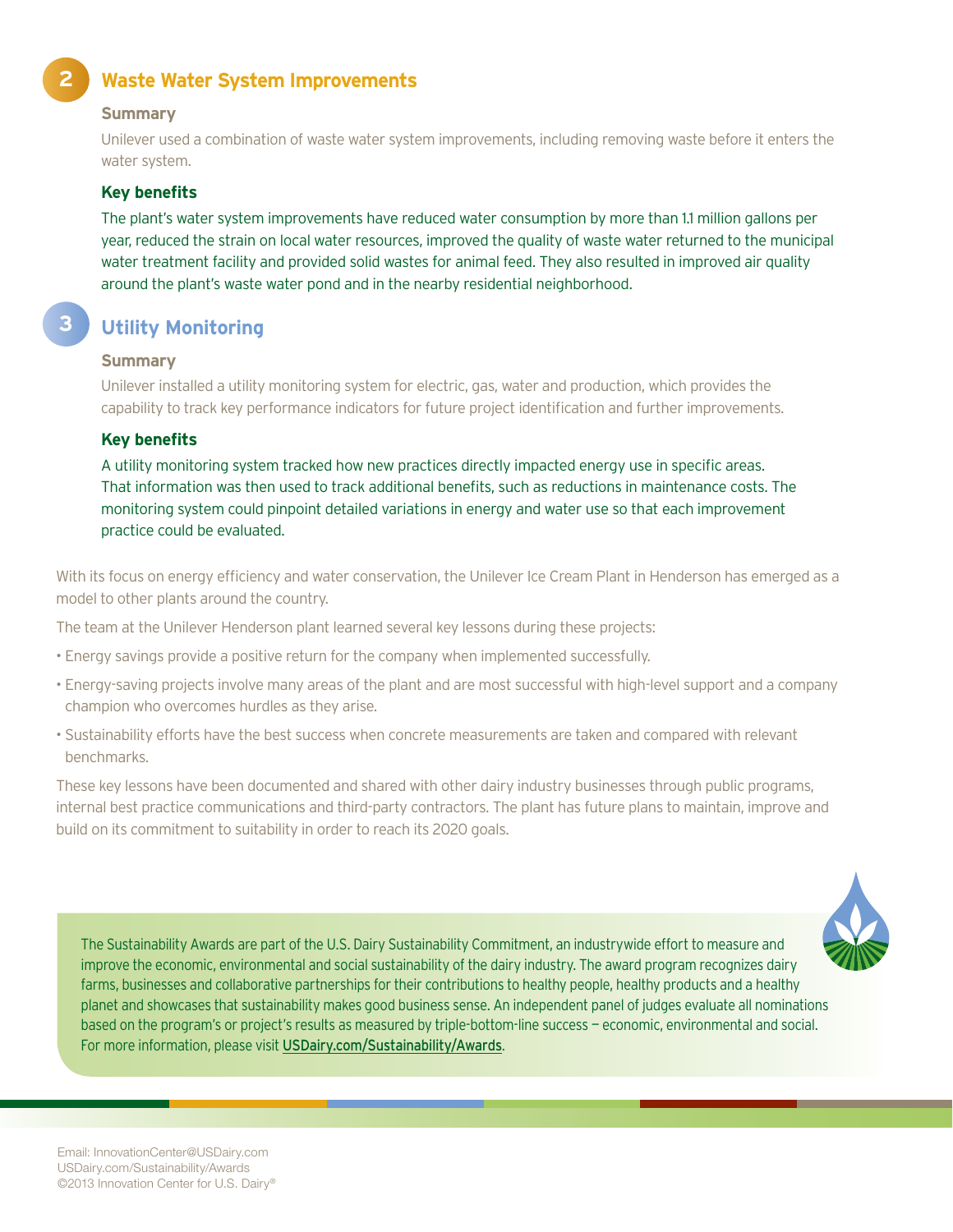## 2 Waste Water System Improvements

### Summary

Unilever used a combination of waste water system improvements, including removing waste before it enters the water system.

### Key benefits

The plant's water system improvements have reduced water consumption by more than 1.1 million gallons per year, reduced the strain on local water resources, improved the quality of waste water returned to the municipal water treatment facility and provided solid wastes for animal feed. They also resulted in improved air quality around the plant's waste water pond and in the nearby residential neighborhood.

## 3 Utility Monitoring

### Summary

Unilever installed a utility monitoring system for electric, gas, water and production, which provides the capability to track key performance indicators for future project identification and further improvements.

### Key benefits

A utility monitoring system tracked how new practices directly impacted energy use in specific areas. That information was then used to track additional benefits, such as reductions in maintenance costs. The monitoring system could pinpoint detailed variations in energy and water use so that each improvement practice could be evaluated.

With its focus on energy efficiency and water conservation, the Unilever Ice Cream Plant in Henderson has emerged as a model to other plants around the country.

The team at the Unilever Henderson plant learned several key lessons during these projects:

- Energy savings provide a positive return for the company when implemented successfully.
- Energy-saving projects involve many areas of the plant and are most successful with high-level support and a company champion who overcomes hurdles as they arise.
- Sustainability efforts have the best success when concrete measurements are taken and compared with relevant benchmarks.

These key lessons have been documented and shared with other dairy industry businesses through public programs, internal best practice communications and third-party contractors. The plant has future plans to maintain, improve and build on its commitment to suitability in order to reach its 2020 goals.

The Sustainability Awards are part of the U.S. Dairy Sustainability Commitment, an industrywide effort to measure and improve the economic, environmental and social sustainability of the dairy industry. The award program recognizes dairy farms, businesses and collaborative partnerships for their contributions to healthy people, healthy products and a healthy planet and showcases that sustainability makes good business sense. An independent panel of judges evaluate all nominations based on the program's or project's results as measured by triple-bottom-line success — economic, environmental and social. For more information, please visit USDairy.com/Sustainability/Awards.

Email: InnovationCenter@USDairy.com
USDairy.com/Sustainability/Awards
©2013 Innovation Center for U.S. Dairy®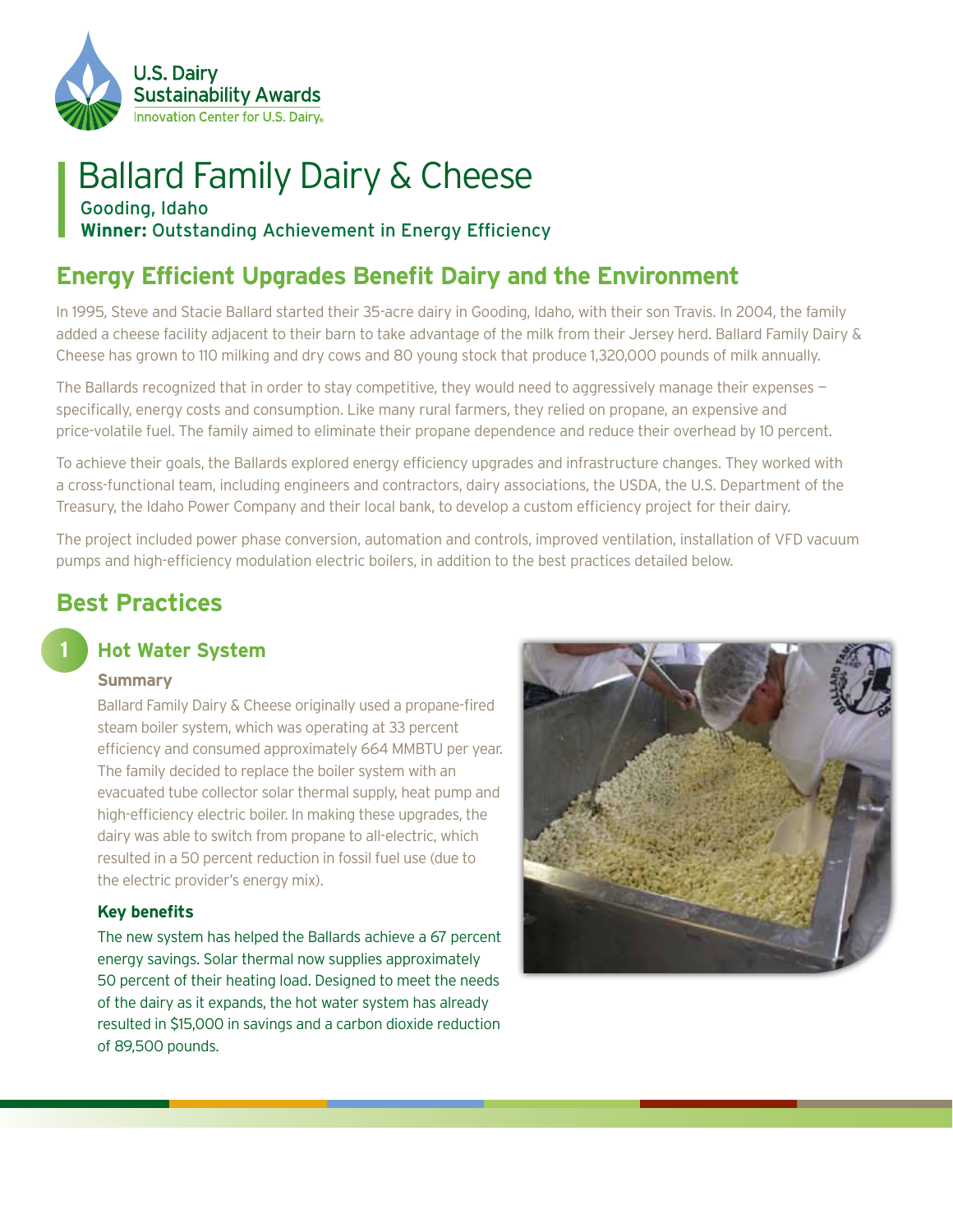U.S. Dairy Sustainability Awards
Innovation Center for U.S. Dairy

# Ballard Family Dairy & Cheese

Gooding, Idaho

**Winner:** Outstanding Achievement in Energy Efficiency

## Energy Efficient Upgrades Benefit Dairy and the Environment

In 1995, Steve and Stacie Ballard started their 35-acre dairy in Gooding, Idaho, with their son Travis. In 2004, the family added a cheese facility adjacent to their barn to take advantage of the milk from their Jersey herd. Ballard Family Dairy & Cheese has grown to 110 milking and dry cows and 80 young stock that produce 1,320,000 pounds of milk annually.

The Ballards recognized that in order to stay competitive, they would need to aggressively manage their expenses — specifically, energy costs and consumption. Like many rural farmers, they relied on propane, an expensive and price-volatile fuel. The family aimed to eliminate their propane dependence and reduce their overhead by 10 percent.

To achieve their goals, the Ballards explored energy efficiency upgrades and infrastructure changes. They worked with a cross-functional team, including engineers and contractors, dairy associations, the USDA, the U.S. Department of the Treasury, the Idaho Power Company and their local bank, to develop a custom efficiency project for their dairy.

The project included power phase conversion, automation and controls, improved ventilation, installation of VFD vacuum pumps and high-efficiency modulation electric boilers, in addition to the best practices detailed below.

## Best Practices

### 1 Hot Water System

#### Summary

Ballard Family Dairy & Cheese originally used a propane-fired steam boiler system, which was operating at 33 percent efficiency and consumed approximately 664 MMBTU per year. The family decided to replace the boiler system with an evacuated tube collector solar thermal supply, heat pump and high-efficiency electric boiler. In making these upgrades, the dairy was able to switch from propane to all-electric, which resulted in a 50 percent reduction in fossil fuel use (due to the electric provider's energy mix).

#### Key benefits

The new system has helped the Ballards achieve a 67 percent energy savings. Solar thermal now supplies approximately 50 percent of their heating load. Designed to meet the needs of the dairy as it expands, the hot water system has already resulted in $15,000 in savings and a carbon dioxide reduction of 89,500 pounds.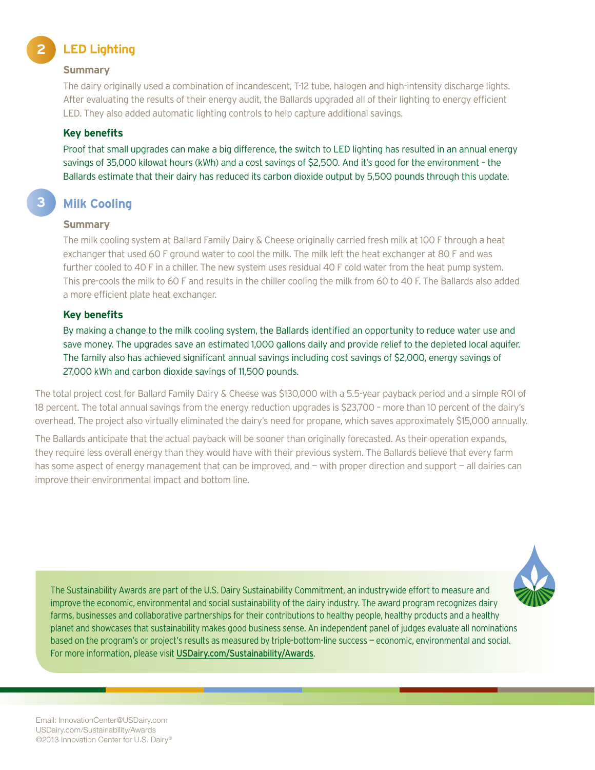## 2 LED Lighting

### Summary

The dairy originally used a combination of incandescent, T-12 tube, halogen and high-intensity discharge lights. After evaluating the results of their energy audit, the Ballards upgraded all of their lighting to energy efficient LED. They also added automatic lighting controls to help capture additional savings.

### Key benefits

Proof that small upgrades can make a big difference, the switch to LED lighting has resulted in an annual energy savings of 35,000 kilowat hours (kWh) and a cost savings of $2,500. And it's good for the environment – the Ballards estimate that their dairy has reduced its carbon dioxide output by 5,500 pounds through this update.

## 3 Milk Cooling

### Summary

The milk cooling system at Ballard Family Dairy & Cheese originally carried fresh milk at 100 F through a heat exchanger that used 60 F ground water to cool the milk. The milk left the heat exchanger at 80 F and was further cooled to 40 F in a chiller. The new system uses residual 40 F cold water from the heat pump system. This pre-cools the milk to 60 F and results in the chiller cooling the milk from 60 to 40 F. The Ballards also added a more efficient plate heat exchanger.

### Key benefits

By making a change to the milk cooling system, the Ballards identified an opportunity to reduce water use and save money. The upgrades save an estimated 1,000 gallons daily and provide relief to the depleted local aquifer. The family also has achieved significant annual savings including cost savings of $2,000, energy savings of 27,000 kWh and carbon dioxide savings of 11,500 pounds.

The total project cost for Ballard Family Dairy & Cheese was $130,000 with a 5.5-year payback period and a simple ROI of 18 percent. The total annual savings from the energy reduction upgrades is $23,700 – more than 10 percent of the dairy's overhead. The project also virtually eliminated the dairy's need for propane, which saves approximately $15,000 annually.

The Ballards anticipate that the actual payback will be sooner than originally forecasted. As their operation expands, they require less overall energy than they would have with their previous system. The Ballards believe that every farm has some aspect of energy management that can be improved, and — with proper direction and support — all dairies can improve their environmental impact and bottom line.

The Sustainability Awards are part of the U.S. Dairy Sustainability Commitment, an industrywide effort to measure and improve the economic, environmental and social sustainability of the dairy industry. The award program recognizes dairy farms, businesses and collaborative partnerships for their contributions to healthy people, healthy products and a healthy planet and showcases that sustainability makes good business sense. An independent panel of judges evaluate all nominations based on the program's or project's results as measured by triple-bottom-line success — economic, environmental and social. For more information, please visit USDairy.com/Sustainability/Awards.

Email: InnovationCenter@USDairy.com
USDairy.com/Sustainability/Awards
©2013 Innovation Center for U.S. Dairy®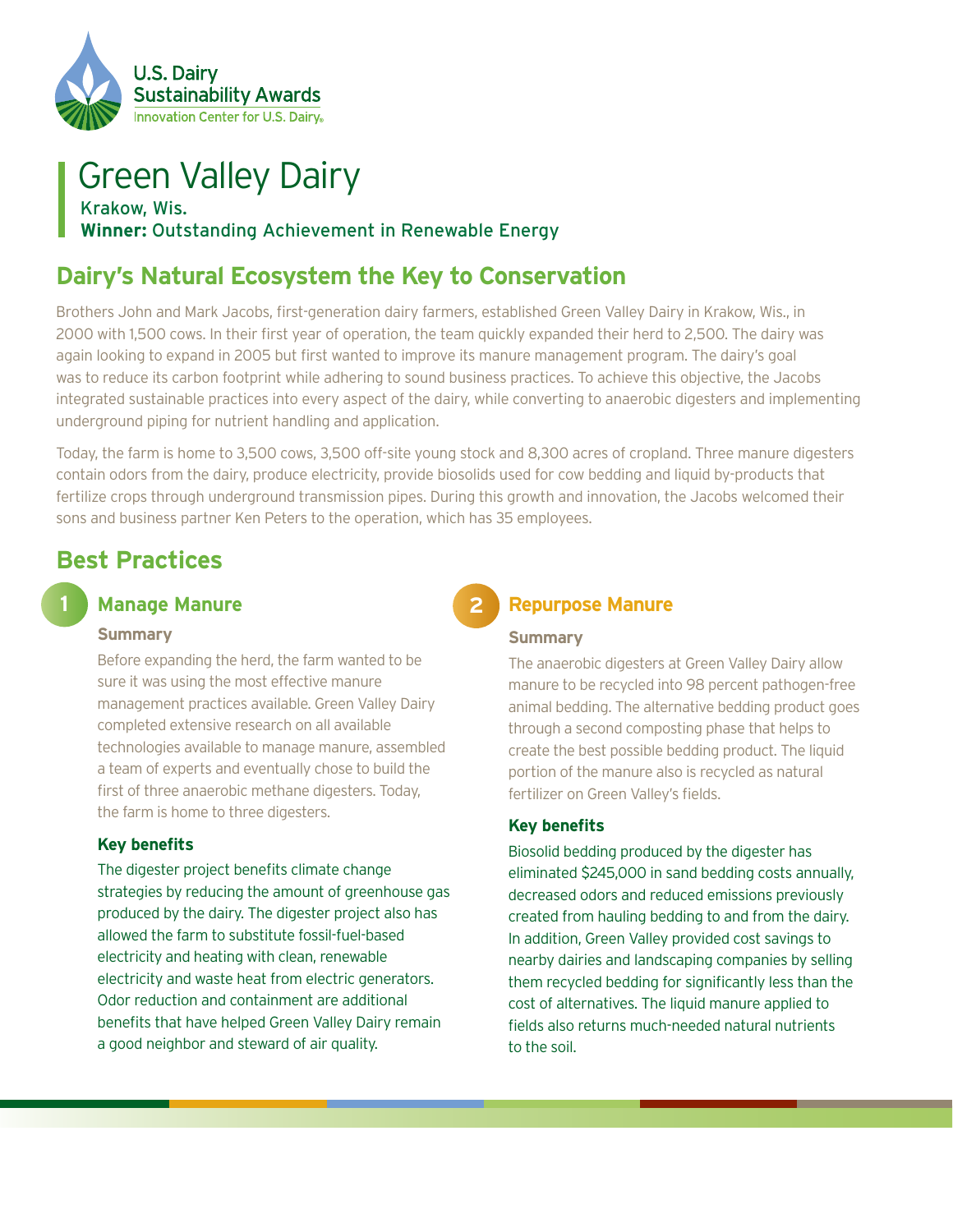U.S. Dairy Sustainability Awards
Innovation Center for U.S. Dairy

# Green Valley Dairy

Krakow, Wis.
**Winner:** Outstanding Achievement in Renewable Energy

## Dairy's Natural Ecosystem the Key to Conservation

Brothers John and Mark Jacobs, first-generation dairy farmers, established Green Valley Dairy in Krakow, Wis., in 2000 with 1,500 cows. In their first year of operation, the team quickly expanded their herd to 2,500. The dairy was again looking to expand in 2005 but first wanted to improve its manure management program. The dairy's goal was to reduce its carbon footprint while adhering to sound business practices. To achieve this objective, the Jacobs integrated sustainable practices into every aspect of the dairy, while converting to anaerobic digesters and implementing underground piping for nutrient handling and application.

Today, the farm is home to 3,500 cows, 3,500 off-site young stock and 8,300 acres of cropland. Three manure digesters contain odors from the dairy, produce electricity, provide biosolids used for cow bedding and liquid by-products that fertilize crops through underground transmission pipes. During this growth and innovation, the Jacobs welcomed their sons and business partner Ken Peters to the operation, which has 35 employees.

## Best Practices

### 1 Manage Manure

**Summary**

Before expanding the herd, the farm wanted to be sure it was using the most effective manure management practices available. Green Valley Dairy completed extensive research on all available technologies available to manage manure, assembled a team of experts and eventually chose to build the first of three anaerobic methane digesters. Today, the farm is home to three digesters.

**Key benefits**

The digester project benefits climate change strategies by reducing the amount of greenhouse gas produced by the dairy. The digester project also has allowed the farm to substitute fossil-fuel-based electricity and heating with clean, renewable electricity and waste heat from electric generators. Odor reduction and containment are additional benefits that have helped Green Valley Dairy remain a good neighbor and steward of air quality.

### 2 Repurpose Manure

**Summary**

The anaerobic digesters at Green Valley Dairy allow manure to be recycled into 98 percent pathogen-free animal bedding. The alternative bedding product goes through a second composting phase that helps to create the best possible bedding product. The liquid portion of the manure also is recycled as natural fertilizer on Green Valley's fields.

**Key benefits**

Biosolid bedding produced by the digester has eliminated $245,000 in sand bedding costs annually, decreased odors and reduced emissions previously created from hauling bedding to and from the dairy. In addition, Green Valley provided cost savings to nearby dairies and landscaping companies by selling them recycled bedding for significantly less than the cost of alternatives. The liquid manure applied to fields also returns much-needed natural nutrients to the soil.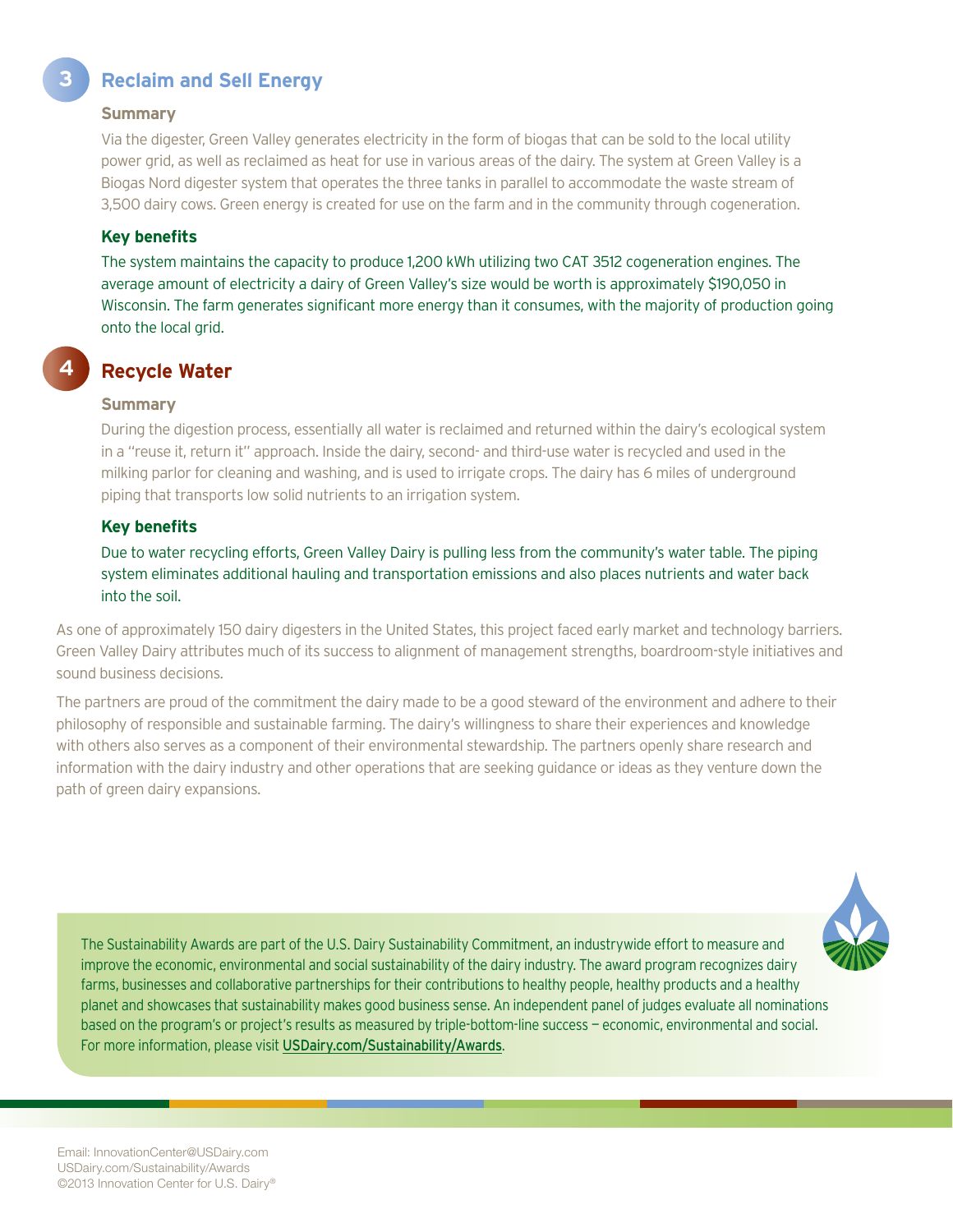## 3 Reclaim and Sell Energy

### Summary

Via the digester, Green Valley generates electricity in the form of biogas that can be sold to the local utility power grid, as well as reclaimed as heat for use in various areas of the dairy. The system at Green Valley is a Biogas Nord digester system that operates the three tanks in parallel to accommodate the waste stream of 3,500 dairy cows. Green energy is created for use on the farm and in the community through cogeneration.

### Key benefits

The system maintains the capacity to produce 1,200 kWh utilizing two CAT 3512 cogeneration engines. The average amount of electricity a dairy of Green Valley's size would be worth is approximately $190,050 in Wisconsin. The farm generates significant more energy than it consumes, with the majority of production going onto the local grid.

## 4 Recycle Water

### Summary

During the digestion process, essentially all water is reclaimed and returned within the dairy's ecological system in a "reuse it, return it" approach. Inside the dairy, second- and third-use water is recycled and used in the milking parlor for cleaning and washing, and is used to irrigate crops. The dairy has 6 miles of underground piping that transports low solid nutrients to an irrigation system.

### Key benefits

Due to water recycling efforts, Green Valley Dairy is pulling less from the community's water table. The piping system eliminates additional hauling and transportation emissions and also places nutrients and water back into the soil.

As one of approximately 150 dairy digesters in the United States, this project faced early market and technology barriers. Green Valley Dairy attributes much of its success to alignment of management strengths, boardroom-style initiatives and sound business decisions.

The partners are proud of the commitment the dairy made to be a good steward of the environment and adhere to their philosophy of responsible and sustainable farming. The dairy's willingness to share their experiences and knowledge with others also serves as a component of their environmental stewardship. The partners openly share research and information with the dairy industry and other operations that are seeking guidance or ideas as they venture down the path of green dairy expansions.

The Sustainability Awards are part of the U.S. Dairy Sustainability Commitment, an industrywide effort to measure and improve the economic, environmental and social sustainability of the dairy industry. The award program recognizes dairy farms, businesses and collaborative partnerships for their contributions to healthy people, healthy products and a healthy planet and showcases that sustainability makes good business sense. An independent panel of judges evaluate all nominations based on the program's or project's results as measured by triple-bottom-line success — economic, environmental and social. For more information, please visit USDairy.com/Sustainability/Awards.

Email: InnovationCenter@USDairy.com
USDairy.com/Sustainability/Awards
©2013 Innovation Center for U.S. Dairy®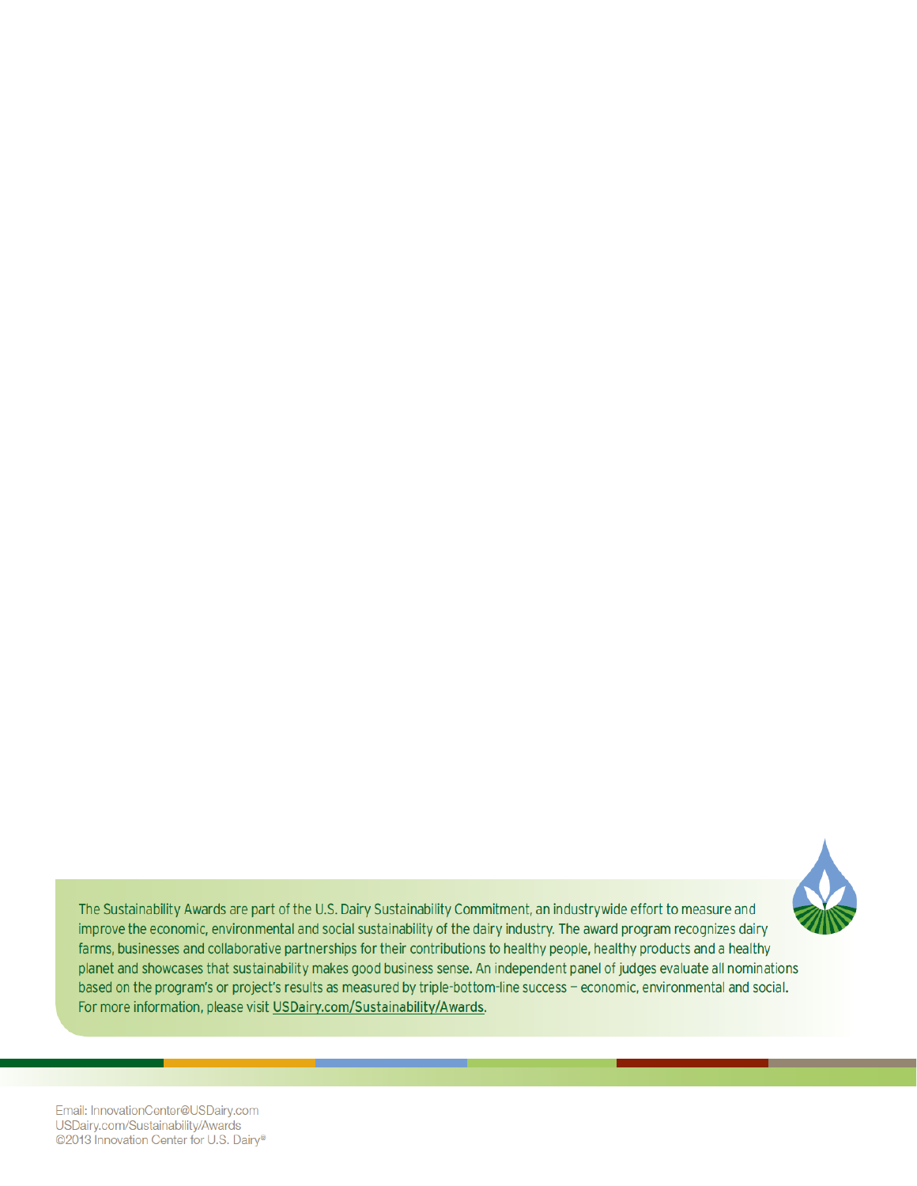The Sustainability Awards are part of the U.S. Dairy Sustainability Commitment, an industrywide effort to measure and improve the economic, environmental and social sustainability of the dairy industry. The award program recognizes dairy farms, businesses and collaborative partnerships for their contributions to healthy people, healthy products and a healthy planet and showcases that sustainability makes good business sense. An independent panel of judges evaluate all nominations based on the program's or project's results as measured by triple-bottom-line success – economic, environmental and social. For more information, please visit USDairy.com/Sustainability/Awards.

Email: InnovationCenter@USDairy.com
USDairy.com/Sustainability/Awards
©2013 Innovation Center for U.S. Dairy®